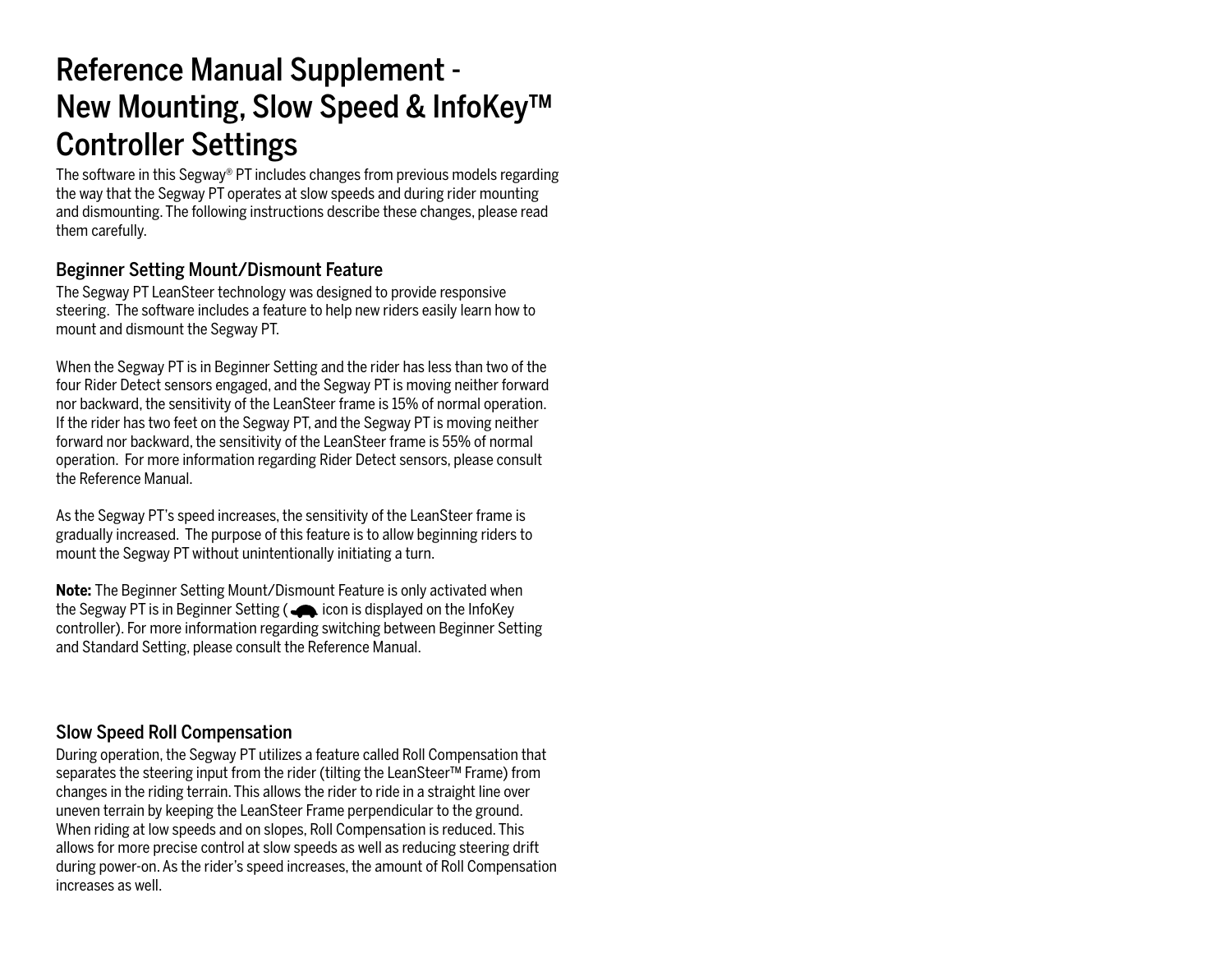# Reference Manual Supplement - New Mounting, Slow Speed & InfoKey™ Controller Settings

The software in this Segway® PT includes changes from previous models regarding the way that the Segway PT operates at slow speeds and during rider mounting and dismounting. The following instructions describe these changes, please read them carefully.

## Beginner Setting Mount/Dismount Feature

The Segway PT LeanSteer technology was designed to provide responsive steering. The software includes a feature to help new riders easily learn how to mount and dismount the Segway PT.

When the Segway PT is in Beginner Setting and the rider has less than two of the four Rider Detect sensors engaged, and the Segway PT is moving neither forward nor backward, the sensitivity of the LeanSteer frame is 15% of normal operation. If the rider has two feet on the Segway PT, and the Segway PT is moving neither forward nor backward, the sensitivity of the LeanSteer frame is 55% of normal operation. For more information regarding Rider Detect sensors, please consult the Reference Manual.

As the Segway PT's speed increases, the sensitivity of the LeanSteer frame is gradually increased. The purpose of this feature is to allow beginning riders to mount the Segway PT without unintentionally initiating a turn.

**Note:** The Beginner Setting Mount/Dismount Feature is only activated when the Segway PT is in Beginner Setting ( icon is displayed on the InfoKey controller). For more information regarding switching between Beginner Setting and Standard Setting, please consult the Reference Manual.

## Slow Speed Roll Compensation

During operation, the Segway PT utilizes a feature called Roll Compensation that separates the steering input from the rider (tilting the LeanSteer™ Frame) from changes in the riding terrain. This allows the rider to ride in a straight line over uneven terrain by keeping the LeanSteer Frame perpendicular to the ground. When riding at low speeds and on slopes, Roll Compensation is reduced. This allows for more precise control at slow speeds as well as reducing steering drift during power-on. As the rider's speed increases, the amount of Roll Compensation increases as well.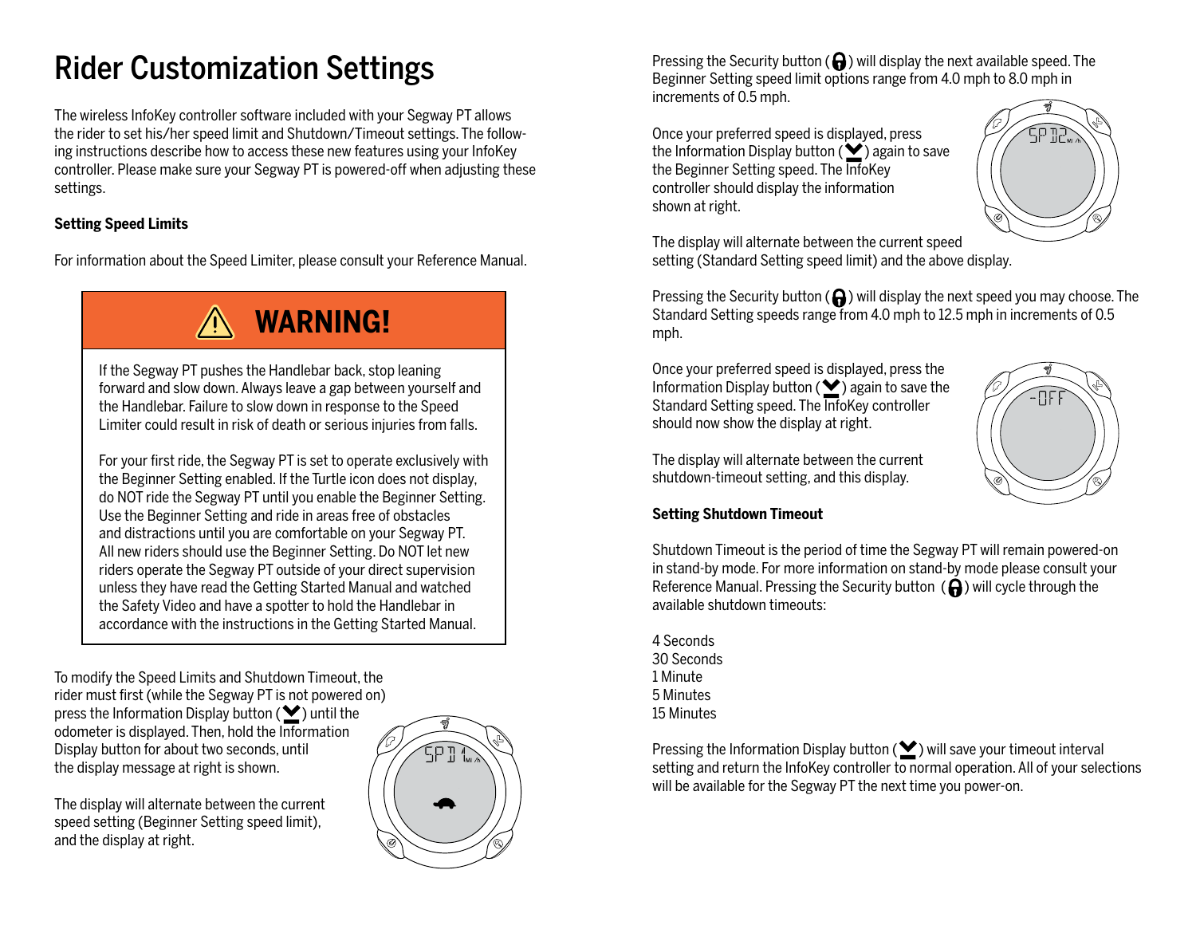# Rider Customization Settings

The wireless InfoKey controller software included with your Segway PT allows the rider to set his/her speed limit and Shutdown/Timeout settings. The following instructions describe how to access these new features using your InfoKey controller. Please make sure your Segway PT is powered-off when adjusting these settings.

**Setting Speed Limits**

For information about the Speed Limiter, please consult your Reference Manual.

> ⚠ **WARNING!**
>
> If the Segway PT pushes the Handlebar back, stop leaning forward and slow down. Always leave a gap between yourself and the Handlebar. Failure to slow down in response to the Speed Limiter could result in risk of death or serious injuries from falls.
>
> For your first ride, the Segway PT is set to operate exclusively with the Beginner Setting enabled. If the Turtle icon does not display, do NOT ride the Segway PT until you enable the Beginner Setting. Use the Beginner Setting and ride in areas free of obstacles and distractions until you are comfortable on your Segway PT. All new riders should use the Beginner Setting. Do NOT let new riders operate the Segway PT outside of your direct supervision unless they have read the Getting Started Manual and watched the Safety Video and have a spotter to hold the Handlebar in accordance with the instructions in the Getting Started Manual.

To modify the Speed Limits and Shutdown Timeout, the rider must first (while the Segway PT is not powered on) press the Information Display button (⌄) until the odometer is displayed. Then, hold the Information Display button for about two seconds, until the display message at right is shown.

The display will alternate between the current speed setting (Beginner Setting speed limit), and the display at right.

Pressing the Security button (🔒) will display the next available speed. The Beginner Setting speed limit options range from 4.0 mph to 8.0 mph in increments of 0.5 mph.

Once your preferred speed is displayed, press the Information Display button (⌄) again to save the Beginner Setting speed. The InfoKey controller should display the information shown at right.

The display will alternate between the current speed setting (Standard Setting speed limit) and the above display.

Pressing the Security button (🔒) will display the next speed you may choose. The Standard Setting speeds range from 4.0 mph to 12.5 mph in increments of 0.5 mph.

Once your preferred speed is displayed, press the Information Display button (⌄) again to save the Standard Setting speed. The InfoKey controller should now show the display at right.

The display will alternate between the current shutdown-timeout setting, and this display.

**Setting Shutdown Timeout**

Shutdown Timeout is the period of time the Segway PT will remain powered-on in stand-by mode. For more information on stand-by mode please consult your Reference Manual. Pressing the Security button (🔒) will cycle through the available shutdown timeouts:

4 Seconds
30 Seconds
1 Minute
5 Minutes
15 Minutes

Pressing the Information Display button (⌄) will save your timeout interval setting and return the InfoKey controller to normal operation. All of your selections will be available for the Segway PT the next time you power-on.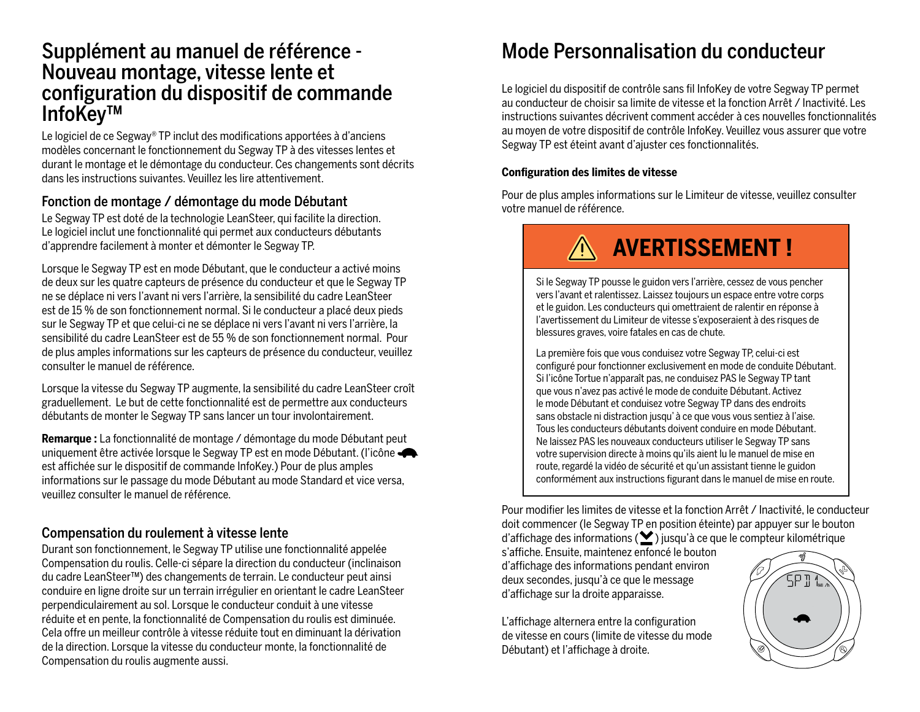# Supplément au manuel de référence - Nouveau montage, vitesse lente et configuration du dispositif de commande InfoKey™

Le logiciel de ce Segway® TP inclut des modifications apportées à d'anciens modèles concernant le fonctionnement du Segway TP à des vitesses lentes et durant le montage et le démontage du conducteur. Ces changements sont décrits dans les instructions suivantes. Veuillez les lire attentivement.

## Fonction de montage / démontage du mode Débutant

Le Segway TP est doté de la technologie LeanSteer, qui facilite la direction. Le logiciel inclut une fonctionnalité qui permet aux conducteurs débutants d'apprendre facilement à monter et démonter le Segway TP.

Lorsque le Segway TP est en mode Débutant, que le conducteur a activé moins de deux sur les quatre capteurs de présence du conducteur et que le Segway TP ne se déplace ni vers l'avant ni vers l'arrière, la sensibilité du cadre LeanSteer est de 15 % de son fonctionnement normal. Si le conducteur a placé deux pieds sur le Segway TP et que celui-ci ne se déplace ni vers l'avant ni vers l'arrière, la sensibilité du cadre LeanSteer est de 55 % de son fonctionnement normal. Pour de plus amples informations sur les capteurs de présence du conducteur, veuillez consulter le manuel de référence.

Lorsque la vitesse du Segway TP augmente, la sensibilité du cadre LeanSteer croît graduellement. Le but de cette fonctionnalité est de permettre aux conducteurs débutants de monter le Segway TP sans lancer un tour involontairement.

**Remarque :** La fonctionnalité de montage / démontage du mode Débutant peut uniquement être activée lorsque le Segway TP est en mode Débutant. (l'icône 🐢 est affichée sur le dispositif de commande InfoKey.) Pour de plus amples informations sur le passage du mode Débutant au mode Standard et vice versa, veuillez consulter le manuel de référence.

## Compensation du roulement à vitesse lente

Durant son fonctionnement, le Segway TP utilise une fonctionnalité appelée Compensation du roulis. Celle-ci sépare la direction du conducteur (inclinaison du cadre LeanSteer™) des changements de terrain. Le conducteur peut ainsi conduire en ligne droite sur un terrain irrégulier en orientant le cadre LeanSteer perpendiculairement au sol. Lorsque le conducteur conduit à une vitesse réduite et en pente, la fonctionnalité de Compensation du roulis est diminuée. Cela offre un meilleur contrôle à vitesse réduite tout en diminuant la dérivation de la direction. Lorsque la vitesse du conducteur monte, la fonctionnalité de Compensation du roulis augmente aussi.

# Mode Personnalisation du conducteur

Le logiciel du dispositif de contrôle sans fil InfoKey de votre Segway TP permet au conducteur de choisir sa limite de vitesse et la fonction Arrêt / Inactivité. Les instructions suivantes décrivent comment accéder à ces nouvelles fonctionnalités au moyen de votre dispositif de contrôle InfoKey. Veuillez vous assurer que votre Segway TP est éteint avant d'ajuster ces fonctionnalités.

### Configuration des limites de vitesse

Pour de plus amples informations sur le Limiteur de vitesse, veuillez consulter votre manuel de référence.

> **⚠ AVERTISSEMENT !**
>
> Si le Segway TP pousse le guidon vers l'arrière, cessez de vous pencher vers l'avant et ralentissez. Laissez toujours un espace entre votre corps et le guidon. Les conducteurs qui omettraient de ralentir en réponse à l'avertissement du Limiteur de vitesse s'exposeraient à des risques de blessures graves, voire fatales en cas de chute.
>
> La première fois que vous conduisez votre Segway TP, celui-ci est configuré pour fonctionner exclusivement en mode de conduite Débutant. Si l'icône Tortue n'apparaît pas, ne conduisez PAS le Segway TP tant que vous n'avez pas activé le mode de conduite Débutant. Activez le mode Débutant et conduisez votre Segway TP dans des endroits sans obstacle ni distraction jusqu' à ce que vous vous sentiez à l'aise. Tous les conducteurs débutants doivent conduire en mode Débutant. Ne laissez PAS les nouveaux conducteurs utiliser le Segway TP sans votre supervision directe à moins qu'ils aient lu le manuel de mise en route, regardé la vidéo de sécurité et qu'un assistant tienne le guidon conformément aux instructions figurant dans le manuel de mise en route.

Pour modifier les limites de vitesse et la fonction Arrêt / Inactivité, le conducteur doit commencer (le Segway TP en position éteinte) par appuyer sur le bouton d'affichage des informations (⏷) jusqu'à ce que le compteur kilométrique s'affiche. Ensuite, maintenez enfoncé le bouton d'affichage des informations pendant environ deux secondes, jusqu'à ce que le message d'affichage sur la droite apparaisse.

L'affichage alternera entre la configuration de vitesse en cours (limite de vitesse du mode Débutant) et l'affichage à droite.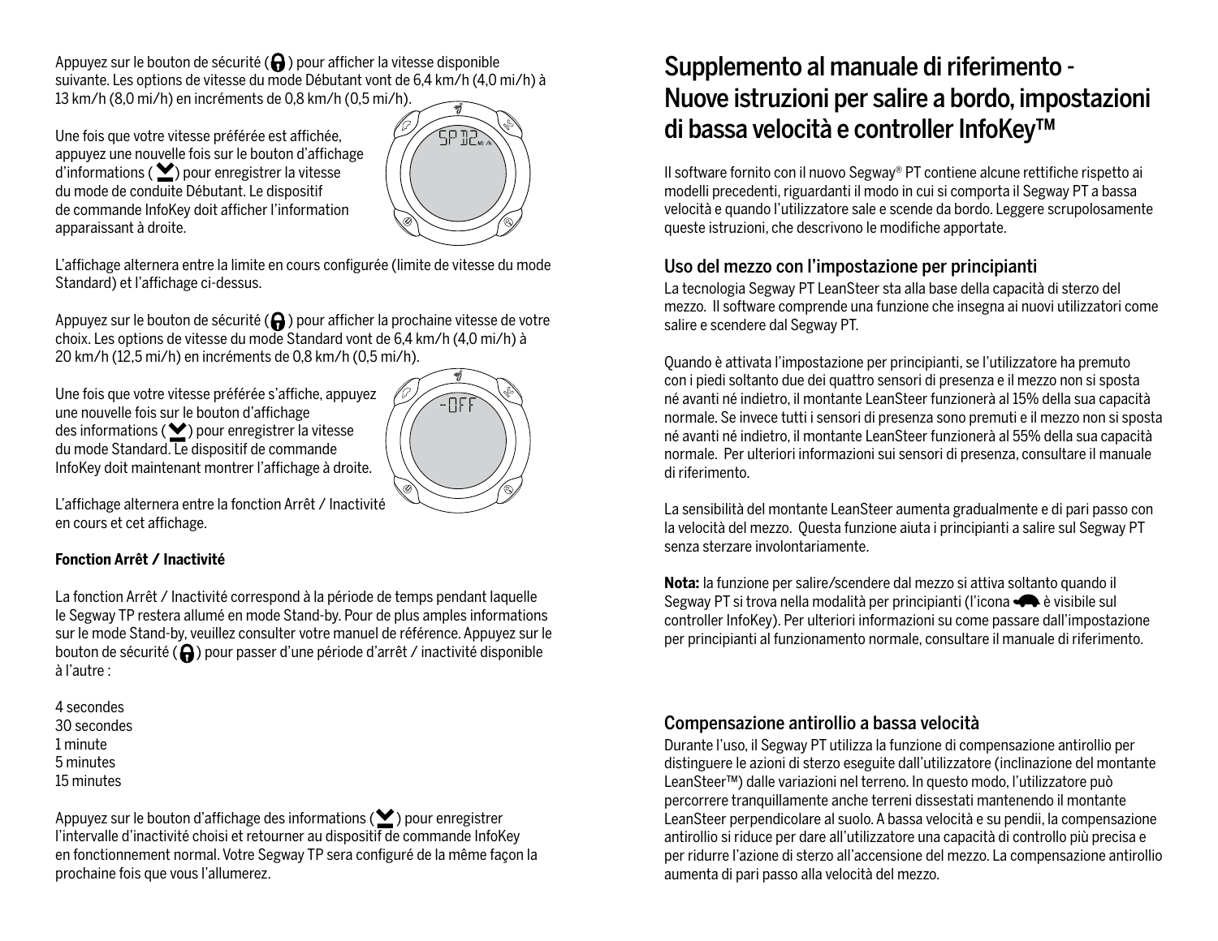Appuyez sur le bouton de sécurité (🔒) pour afficher la vitesse disponible suivante. Les options de vitesse du mode Débutant vont de 6,4 km/h (4,0 mi/h) à 13 km/h (8,0 mi/h) en incréments de 0,8 km/h (0,5 mi/h).

Une fois que votre vitesse préférée est affichée, appuyez une nouvelle fois sur le bouton d'affichage d'informations (⌄) pour enregistrer la vitesse du mode de conduite Débutant. Le dispositif de commande InfoKey doit afficher l'information apparaissant à droite.

L'affichage alternera entre la limite en cours configurée (limite de vitesse du mode Standard) et l'affichage ci-dessus.

Appuyez sur le bouton de sécurité (🔒) pour afficher la prochaine vitesse de votre choix. Les options de vitesse du mode Standard vont de 6,4 km/h (4,0 mi/h) à 20 km/h (12,5 mi/h) en incréments de 0,8 km/h (0,5 mi/h).

Une fois que votre vitesse préférée s'affiche, appuyez une nouvelle fois sur le bouton d'affichage des informations (⌄) pour enregistrer la vitesse du mode Standard. Le dispositif de commande InfoKey doit maintenant montrer l'affichage à droite.

L'affichage alternera entre la fonction Arrêt / Inactivité en cours et cet affichage.

**Fonction Arrêt / Inactivité**

La fonction Arrêt / Inactivité correspond à la période de temps pendant laquelle le Segway TP restera allumé en mode Stand-by. Pour de plus amples informations sur le mode Stand-by, veuillez consulter votre manuel de référence. Appuyez sur le bouton de sécurité (🔒) pour passer d'une période d'arrêt / inactivité disponible à l'autre :

4 secondes
30 secondes
1 minute
5 minutes
15 minutes

Appuyez sur le bouton d'affichage des informations (⌄) pour enregistrer l'intervalle d'inactivité choisi et retourner au dispositif de commande InfoKey en fonctionnement normal. Votre Segway TP sera configuré de la même façon la prochaine fois que vous l'allumerez.

# Supplemento al manuale di riferimento - Nuove istruzioni per salire a bordo, impostazioni di bassa velocità e controller InfoKey™

Il software fornito con il nuovo Segway® PT contiene alcune rettifiche rispetto ai modelli precedenti, riguardanti il modo in cui si comporta il Segway PT a bassa velocità e quando l'utilizzatore sale e scende da bordo. Leggere scrupolosamente queste istruzioni, che descrivono le modifiche apportate.

## Uso del mezzo con l'impostazione per principianti

La tecnologia Segway PT LeanSteer sta alla base della capacità di sterzo del mezzo. Il software comprende una funzione che insegna ai nuovi utilizzatori come salire e scendere dal Segway PT.

Quando è attivata l'impostazione per principianti, se l'utilizzatore ha premuto con i piedi soltanto due dei quattro sensori di presenza e il mezzo non si sposta né avanti né indietro, il montante LeanSteer funzionerà al 15% della sua capacità normale. Se invece tutti i sensori di presenza sono premuti e il mezzo non si sposta né avanti né indietro, il montante LeanSteer funzionerà al 55% della sua capacità normale. Per ulteriori informazioni sui sensori di presenza, consultare il manuale di riferimento.

La sensibilità del montante LeanSteer aumenta gradualmente e di pari passo con la velocità del mezzo. Questa funzione aiuta i principianti a salire sul Segway PT senza sterzare involontariamente.

**Nota:** la funzione per salire/scendere dal mezzo si attiva soltanto quando il Segway PT si trova nella modalità per principianti (l'icona 🐢 è visibile sul controller InfoKey). Per ulteriori informazioni su come passare dall'impostazione per principianti al funzionamento normale, consultare il manuale di riferimento.

## Compensazione antirollio a bassa velocità

Durante l'uso, il Segway PT utilizza la funzione di compensazione antirollio per distinguere le azioni di sterzo eseguite dall'utilizzatore (inclinazione del montante LeanSteer™) dalle variazioni nel terreno. In questo modo, l'utilizzatore può percorrere tranquillamente anche terreni dissestati mantenendo il montante LeanSteer perpendicolare al suolo. A bassa velocità e su pendii, la compensazione antirollio si riduce per dare all'utilizzatore una capacità di controllo più precisa e per ridurre l'azione di sterzo all'accensione del mezzo. La compensazione antirollio aumenta di pari passo alla velocità del mezzo.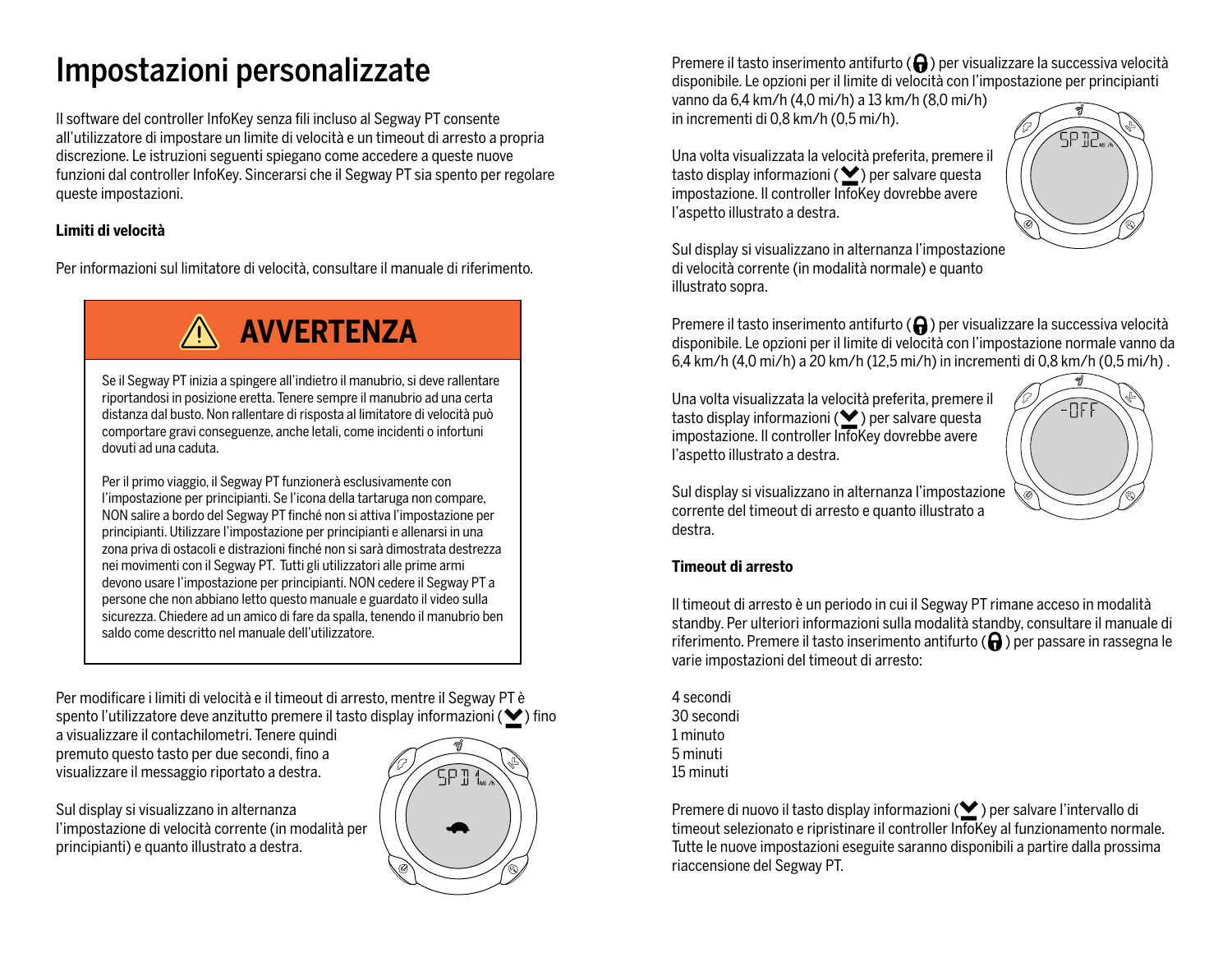# Impostazioni personalizzate

Il software del controller InfoKey senza fili incluso al Segway PT consente all'utilizzatore di impostare un limite di velocità e un timeout di arresto a propria discrezione. Le istruzioni seguenti spiegano come accedere a queste nuove funzioni dal controller InfoKey. Sincerarsi che il Segway PT sia spento per regolare queste impostazioni.

**Limiti di velocità**

Per informazioni sul limitatore di velocità, consultare il manuale di riferimento.

> **⚠ AVVERTENZA**
>
> Se il Segway PT inizia a spingere all'indietro il manubrio, si deve rallentare riportandosi in posizione eretta. Tenere sempre il manubrio ad una certa distanza dal busto. Non rallentare di risposta al limitatore di velocità può comportare gravi conseguenze, anche letali, come incidenti o infortuni dovuti ad una caduta.
>
> Per il primo viaggio, il Segway PT funzionerà esclusivamente con l'impostazione per principianti. Se l'icona della tartaruga non compare, NON salire a bordo del Segway PT finché non si attiva l'impostazione per principianti. Utilizzare l'impostazione per principianti e allenarsi in una zona priva di ostacoli e distrazioni finché non si sarà dimostrata destrezza nei movimenti con il Segway PT.  Tutti gli utilizzatori alle prime armi devono usare l'impostazione per principianti. NON cedere il Segway PT a persone che non abbiano letto questo manuale e guardato il video sulla sicurezza. Chiedere ad un amico di fare da spalla, tenendo il manubrio ben saldo come descritto nel manuale dell'utilizzatore.

Per modificare i limiti di velocità e il timeout di arresto, mentre il Segway PT è spento l'utilizzatore deve anzitutto premere il tasto display informazioni (✔) fino a visualizzare il contachilometri. Tenere quindi premuto questo tasto per due secondi, fino a visualizzare il messaggio riportato a destra.

Sul display si visualizzano in alternanza l'impostazione di velocità corrente (in modalità per principianti) e quanto illustrato a destra.

Premere il tasto inserimento antifurto (🔒) per visualizzare la successiva velocità disponibile. Le opzioni per il limite di velocità con l'impostazione per principianti vanno da 6,4 km/h (4,0 mi/h) a 13 km/h (8,0 mi/h) in incrementi di 0,8 km/h (0,5 mi/h).

Una volta visualizzata la velocità preferita, premere il tasto display informazioni (✔) per salvare questa impostazione. Il controller InfoKey dovrebbe avere l'aspetto illustrato a destra.

Sul display si visualizzano in alternanza l'impostazione di velocità corrente (in modalità normale) e quanto illustrato sopra.

Premere il tasto inserimento antifurto (🔒) per visualizzare la successiva velocità disponibile. Le opzioni per il limite di velocità con l'impostazione normale vanno da 6,4 km/h (4,0 mi/h) a 20 km/h (12,5 mi/h) in incrementi di 0,8 km/h (0,5 mi/h) .

Una volta visualizzata la velocità preferita, premere il tasto display informazioni (✔) per salvare questa impostazione. Il controller InfoKey dovrebbe avere l'aspetto illustrato a destra.

Sul display si visualizzano in alternanza l'impostazione corrente del timeout di arresto e quanto illustrato a destra.

**Timeout di arresto**

Il timeout di arresto è un periodo in cui il Segway PT rimane acceso in modalità standby. Per ulteriori informazioni sulla modalità standby, consultare il manuale di riferimento. Premere il tasto inserimento antifurto (🔒) per passare in rassegna le varie impostazioni del timeout di arresto:

4 secondi
30 secondi
1 minuto
5 minuti
15 minuti

Premere di nuovo il tasto display informazioni (✔) per salvare l'intervallo di timeout selezionato e ripristinare il controller InfoKey al funzionamento normale. Tutte le nuove impostazioni eseguite saranno disponibili a partire dalla prossima riaccensione del Segway PT.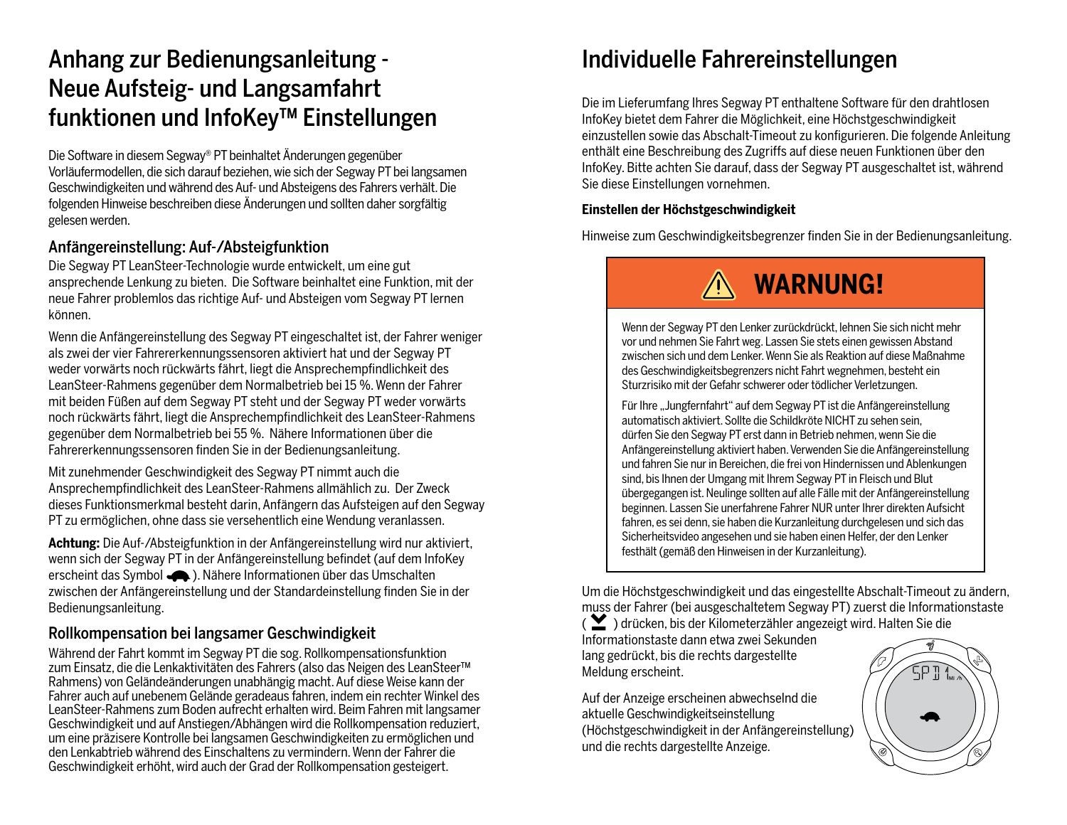# Anhang zur Bedienungsanleitung - Neue Aufsteig- und Langsamfahrt funktionen und InfoKey™ Einstellungen

Die Software in diesem Segway® PT beinhaltet Änderungen gegenüber Vorläufermodellen, die sich darauf beziehen, wie sich der Segway PT bei langsamen Geschwindigkeiten und während des Auf- und Absteigens des Fahrers verhält. Die folgenden Hinweise beschreiben diese Änderungen und sollten daher sorgfältig gelesen werden.

## Anfängereinstellung: Auf-/Absteigfunktion

Die Segway PT LeanSteer-Technologie wurde entwickelt, um eine gut ansprechende Lenkung zu bieten. Die Software beinhaltet eine Funktion, mit der neue Fahrer problemlos das richtige Auf- und Absteigen vom Segway PT lernen können.

Wenn die Anfängereinstellung des Segway PT eingeschaltet ist, der Fahrer weniger als zwei der vier Fahrererkennungssensoren aktiviert hat und der Segway PT weder vorwärts noch rückwärts fährt, liegt die Ansprechempfindlichkeit des LeanSteer-Rahmens gegenüber dem Normalbetrieb bei 15 %. Wenn der Fahrer mit beiden Füßen auf dem Segway PT steht und der Segway PT weder vorwärts noch rückwärts fährt, liegt die Ansprechempfindlichkeit des LeanSteer-Rahmens gegenüber dem Normalbetrieb bei 55 %. Nähere Informationen über die Fahrererkennungssensoren finden Sie in der Bedienungsanleitung.

Mit zunehmender Geschwindigkeit des Segway PT nimmt auch die Ansprechempfindlichkeit des LeanSteer-Rahmens allmählich zu. Der Zweck dieses Funktionsmerkmal besteht darin, Anfängern das Aufsteigen auf den Segway PT zu ermöglichen, ohne dass sie versehentlich eine Wendung veranlassen.

**Achtung:** Die Auf-/Absteigfunktion in der Anfängereinstellung wird nur aktiviert, wenn sich der Segway PT in der Anfängereinstellung befindet (auf dem InfoKey erscheint das Symbol 🐢). Nähere Informationen über das Umschalten zwischen der Anfängereinstellung und der Standardeinstellung finden Sie in der Bedienungsanleitung.

## Rollkompensation bei langsamer Geschwindigkeit

Während der Fahrt kommt im Segway PT die sog. Rollkompensationsfunktion zum Einsatz, die die Lenkaktivitäten des Fahrers (also das Neigen des LeanSteer™ Rahmens) von Geländeänderungen unabhängig macht. Auf diese Weise kann der Fahrer auch auf unebenem Gelände geradeaus fahren, indem ein rechter Winkel des LeanSteer-Rahmens zum Boden aufrecht erhalten wird. Beim Fahren mit langsamer Geschwindigkeit und auf Anstiegen/Abhängen wird die Rollkompensation reduziert, um eine präzisere Kontrolle bei langsamen Geschwindigkeiten zu ermöglichen und den Lenkabtrieb während des Einschaltens zu vermindern. Wenn der Fahrer die Geschwindigkeit erhöht, wird auch der Grad der Rollkompensation gesteigert.

# Individuelle Fahrereinstellungen

Die im Lieferumfang Ihres Segway PT enthaltene Software für den drahtlosen InfoKey bietet dem Fahrer die Möglichkeit, eine Höchstgeschwindigkeit einzustellen sowie das Abschalt-Timeout zu konfigurieren. Die folgende Anleitung enthält eine Beschreibung des Zugriffs auf diese neuen Funktionen über den InfoKey. Bitte achten Sie darauf, dass der Segway PT ausgeschaltet ist, während Sie diese Einstellungen vornehmen.

**Einstellen der Höchstgeschwindigkeit**

Hinweise zum Geschwindigkeitsbegrenzer finden Sie in der Bedienungsanleitung.

> **⚠ WARNUNG!**
>
> Wenn der Segway PT den Lenker zurückdrückt, lehnen Sie sich nicht mehr vor und nehmen Sie Fahrt weg. Lassen Sie stets einen gewissen Abstand zwischen sich und dem Lenker. Wenn Sie als Reaktion auf diese Maßnahme des Geschwindigkeitsbegrenzers nicht Fahrt wegnehmen, besteht ein Sturzrisiko mit der Gefahr schwerer oder tödlicher Verletzungen.
>
> Für Ihre „Jungfernfahrt" auf dem Segway PT ist die Anfängereinstellung automatisch aktiviert. Sollte die Schildkröte NICHT zu sehen sein, dürfen Sie den Segway PT erst dann in Betrieb nehmen, wenn Sie die Anfängereinstellung aktiviert haben. Verwenden Sie die Anfängereinstellung und fahren Sie nur in Bereichen, die frei von Hindernissen und Ablenkungen sind, bis Ihnen der Umgang mit Ihrem Segway PT in Fleisch und Blut übergegangen ist. Neulinge sollten auf alle Fälle mit der Anfängereinstellung beginnen. Lassen Sie unerfahrene Fahrer NUR unter Ihrer direkten Aufsicht fahren, es sei denn, sie haben die Kurzanleitung durchgelesen und sich das Sicherheitsvideo angesehen und sie haben einen Helfer, der den Lenker festhält (gemäß den Hinweisen in der Kurzanleitung).

Um die Höchstgeschwindigkeit und das eingestellte Abschalt-Timeout zu ändern, muss der Fahrer (bei ausgeschaltetem Segway PT) zuerst die Informationstaste ( ⌄ ) drücken, bis der Kilometerzähler angezeigt wird. Halten Sie die Informationstaste dann etwa zwei Sekunden lang gedrückt, bis die rechts dargestellte Meldung erscheint.

Auf der Anzeige erscheinen abwechselnd die aktuelle Geschwindigkeitseinstellung (Höchstgeschwindigkeit in der Anfängereinstellung) und die rechts dargestellte Anzeige.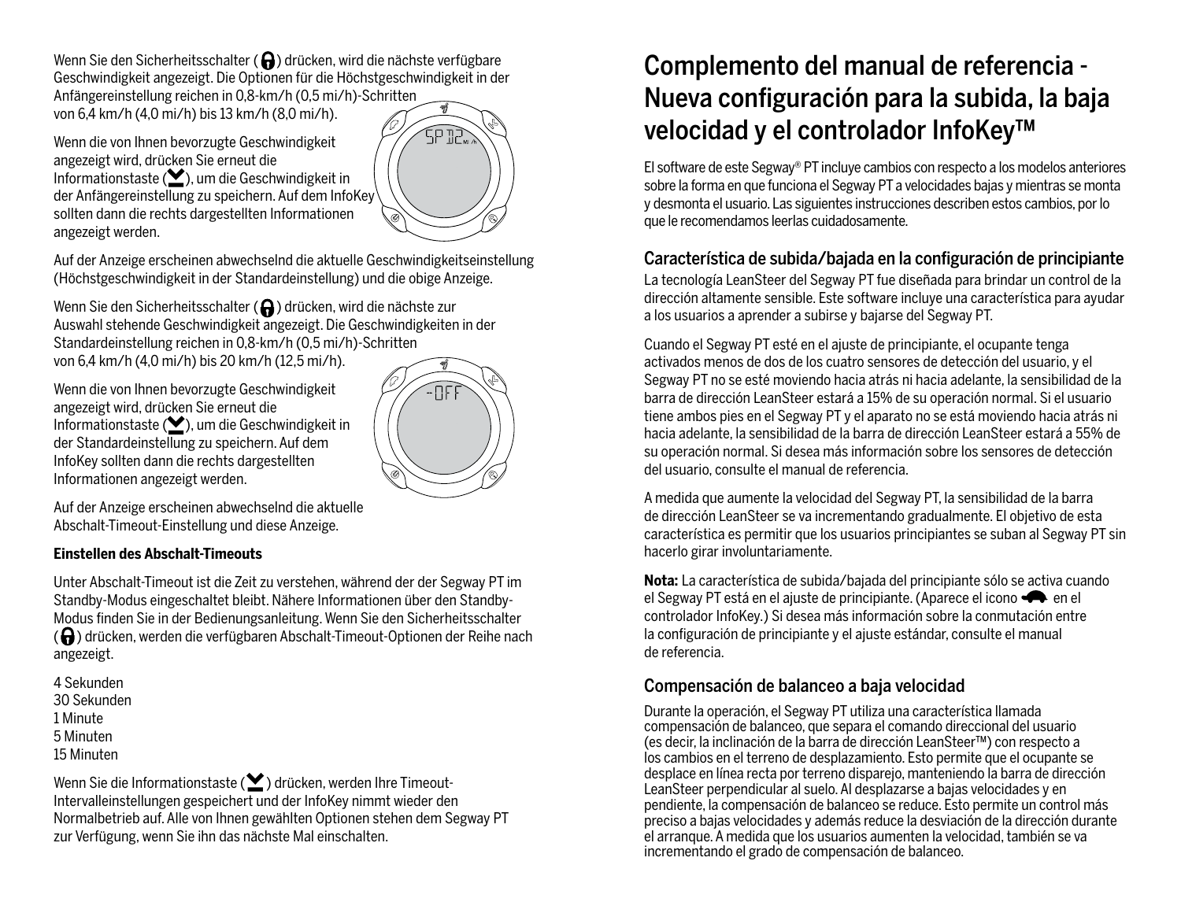Wenn Sie den Sicherheitsschalter ( ) drücken, wird die nächste verfügbare Geschwindigkeit angezeigt. Die Optionen für die Höchstgeschwindigkeit in der Anfängereinstellung reichen in 0,8-km/h (0,5 mi/h)-Schritten von 6,4 km/h (4,0 mi/h) bis 13 km/h (8,0 mi/h).

Wenn die von Ihnen bevorzugte Geschwindigkeit angezeigt wird, drücken Sie erneut die Informationstaste ( ), um die Geschwindigkeit in der Anfängereinstellung zu speichern. Auf dem InfoKey sollten dann die rechts dargestellten Informationen angezeigt werden.

Auf der Anzeige erscheinen abwechselnd die aktuelle Geschwindigkeitseinstellung (Höchstgeschwindigkeit in der Standardeinstellung) und die obige Anzeige.

Wenn Sie den Sicherheitsschalter ( ) drücken, wird die nächste zur Auswahl stehende Geschwindigkeit angezeigt. Die Geschwindigkeiten in der Standardeinstellung reichen in 0,8-km/h (0,5 mi/h)-Schritten von 6,4 km/h (4,0 mi/h) bis 20 km/h (12,5 mi/h).

Wenn die von Ihnen bevorzugte Geschwindigkeit angezeigt wird, drücken Sie erneut die Informationstaste ( ), um die Geschwindigkeit in der Standardeinstellung zu speichern. Auf dem InfoKey sollten dann die rechts dargestellten Informationen angezeigt werden.

Auf der Anzeige erscheinen abwechselnd die aktuelle Abschalt-Timeout-Einstellung und diese Anzeige.

**Einstellen des Abschalt-Timeouts**

Unter Abschalt-Timeout ist die Zeit zu verstehen, während der der Segway PT im Standby-Modus eingeschaltet bleibt. Nähere Informationen über den Standby-Modus finden Sie in der Bedienungsanleitung. Wenn Sie den Sicherheitsschalter ( ) drücken, werden die verfügbaren Abschalt-Timeout-Optionen der Reihe nach angezeigt.

4 Sekunden
30 Sekunden
1 Minute
5 Minuten
15 Minuten

Wenn Sie die Informationstaste ( ) drücken, werden Ihre Timeout-Intervalleinstellungen gespeichert und der InfoKey nimmt wieder den Normalbetrieb auf. Alle von Ihnen gewählten Optionen stehen dem Segway PT zur Verfügung, wenn Sie ihn das nächste Mal einschalten.

# Complemento del manual de referencia - Nueva configuración para la subida, la baja velocidad y el controlador InfoKey™

El software de este Segway® PT incluye cambios con respecto a los modelos anteriores sobre la forma en que funciona el Segway PT a velocidades bajas y mientras se monta y desmonta el usuario. Las siguientes instrucciones describen estos cambios, por lo que le recomendamos leerlas cuidadosamente.

## Característica de subida/bajada en la configuración de principiante

La tecnología LeanSteer del Segway PT fue diseñada para brindar un control de la dirección altamente sensible. Este software incluye una característica para ayudar a los usuarios a aprender a subirse y bajarse del Segway PT.

Cuando el Segway PT esté en el ajuste de principiante, el ocupante tenga activados menos de dos de los cuatro sensores de detección del usuario, y el Segway PT no se esté moviendo hacia atrás ni hacia adelante, la sensibilidad de la barra de dirección LeanSteer estará a 15% de su operación normal. Si el usuario tiene ambos pies en el Segway PT y el aparato no se está moviendo hacia atrás ni hacia adelante, la sensibilidad de la barra de dirección LeanSteer estará a 55% de su operación normal. Si desea más información sobre los sensores de detección del usuario, consulte el manual de referencia.

A medida que aumente la velocidad del Segway PT, la sensibilidad de la barra de dirección LeanSteer se va incrementando gradualmente. El objetivo de esta característica es permitir que los usuarios principiantes se suban al Segway PT sin hacerlo girar involuntariamente.

**Nota:** La característica de subida/bajada del principiante sólo se activa cuando el Segway PT está en el ajuste de principiante. (Aparece el icono en el controlador InfoKey.) Si desea más información sobre la conmutación entre la configuración de principiante y el ajuste estándar, consulte el manual de referencia.

## Compensación de balanceo a baja velocidad

Durante la operación, el Segway PT utiliza una característica llamada compensación de balanceo, que separa el comando direccional del usuario (es decir, la inclinación de la barra de dirección LeanSteer™) con respecto a los cambios en el terreno de desplazamiento. Esto permite que el ocupante se desplace en línea recta por terreno disparejo, manteniendo la barra de dirección LeanSteer perpendicular al suelo. Al desplazarse a bajas velocidades y en pendiente, la compensación de balanceo se reduce. Esto permite un control más preciso a bajas velocidades y además reduce la desviación de la dirección durante el arranque. A medida que los usuarios aumenten la velocidad, también se va incrementando el grado de compensación de balanceo.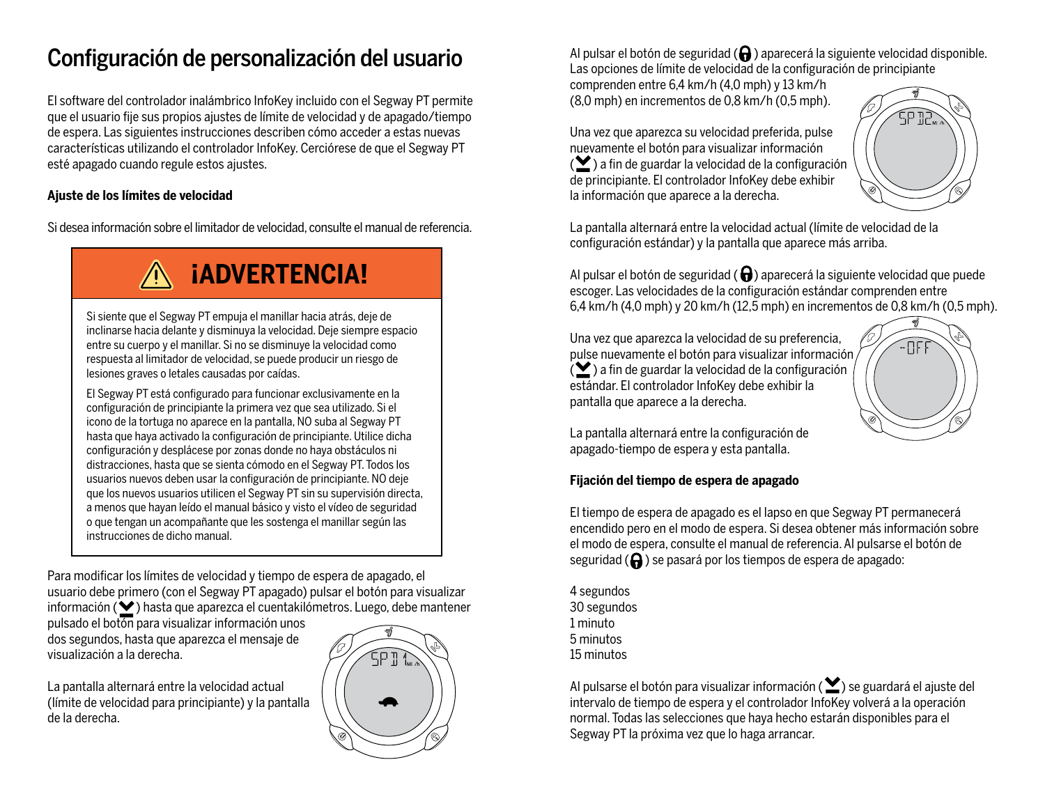# Configuración de personalización del usuario

El software del controlador inalámbrico InfoKey incluido con el Segway PT permite que el usuario fije sus propios ajustes de límite de velocidad y de apagado/tiempo de espera. Las siguientes instrucciones describen cómo acceder a estas nuevas características utilizando el controlador InfoKey. Cerciórese de que el Segway PT esté apagado cuando regule estos ajustes.

**Ajuste de los límites de velocidad**

Si desea información sobre el limitador de velocidad, consulte el manual de referencia.

## ¡ADVERTENCIA!

Si siente que el Segway PT empuja el manillar hacia atrás, deje de inclinarse hacia delante y disminuya la velocidad. Deje siempre espacio entre su cuerpo y el manillar. Si no se disminuye la velocidad como respuesta al limitador de velocidad, se puede producir un riesgo de lesiones graves o letales causadas por caídas.

El Segway PT está configurado para funcionar exclusivamente en la configuración de principiante la primera vez que sea utilizado. Si el icono de la tortuga no aparece en la pantalla, NO suba al Segway PT hasta que haya activado la configuración de principiante. Utilice dicha configuración y desplácese por zonas donde no haya obstáculos ni distracciones, hasta que se sienta cómodo en el Segway PT. Todos los usuarios nuevos deben usar la configuración de principiante. NO deje que los nuevos usuarios utilicen el Segway PT sin su supervisión directa, a menos que hayan leído el manual básico y visto el vídeo de seguridad o que tengan un acompañante que les sostenga el manillar según las instrucciones de dicho manual.

Para modificar los límites de velocidad y tiempo de espera de apagado, el usuario debe primero (con el Segway PT apagado) pulsar el botón para visualizar información ( ) hasta que aparezca el cuentakilómetros. Luego, debe mantener pulsado el botón para visualizar información unos dos segundos, hasta que aparezca el mensaje de visualización a la derecha.

La pantalla alternará entre la velocidad actual (límite de velocidad para principiante) y la pantalla de la derecha.

Al pulsar el botón de seguridad ( ) aparecerá la siguiente velocidad disponible. Las opciones de límite de velocidad de la configuración de principiante comprenden entre 6,4 km/h (4,0 mph) y 13 km/h (8,0 mph) en incrementos de 0,8 km/h (0,5 mph).

Una vez que aparezca su velocidad preferida, pulse nuevamente el botón para visualizar información ( ) a fin de guardar la velocidad de la configuración de principiante. El controlador InfoKey debe exhibir la información que aparece a la derecha.

La pantalla alternará entre la velocidad actual (límite de velocidad de la configuración estándar) y la pantalla que aparece más arriba.

Al pulsar el botón de seguridad ( ) aparecerá la siguiente velocidad que puede escoger. Las velocidades de la configuración estándar comprenden entre 6,4 km/h (4,0 mph) y 20 km/h (12,5 mph) en incrementos de 0,8 km/h (0,5 mph).

Una vez que aparezca la velocidad de su preferencia, pulse nuevamente el botón para visualizar información ( ) a fin de guardar la velocidad de la configuración estándar. El controlador InfoKey debe exhibir la pantalla que aparece a la derecha.

La pantalla alternará entre la configuración de apagado-tiempo de espera y esta pantalla.

**Fijación del tiempo de espera de apagado**

El tiempo de espera de apagado es el lapso en que Segway PT permanecerá encendido pero en el modo de espera. Si desea obtener más información sobre el modo de espera, consulte el manual de referencia. Al pulsarse el botón de seguridad ( ) se pasará por los tiempos de espera de apagado:

4 segundos
30 segundos
1 minuto
5 minutos
15 minutos

Al pulsarse el botón para visualizar información ( ) se guardará el ajuste del intervalo de tiempo de espera y el controlador InfoKey volverá a la operación normal. Todas las selecciones que haya hecho estarán disponibles para el Segway PT la próxima vez que lo haga arrancar.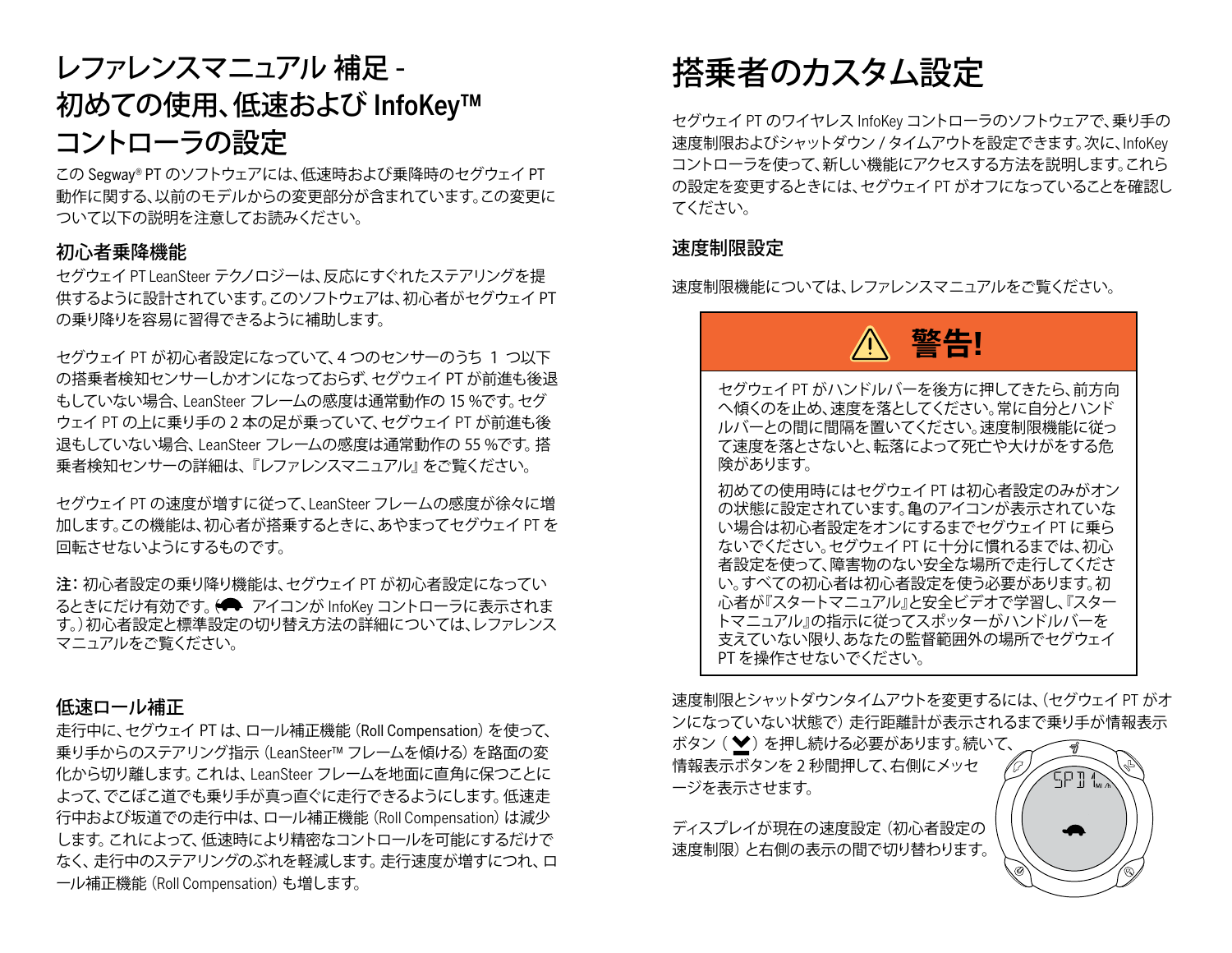# レファレンスマニュアル 補足 - 初めての使用、低速および InfoKey™ コントローラの設定

この Segway® PT のソフトウェアには、低速時および乗降時のセグウェイ PT 動作に関する、以前のモデルからの変更部分が含まれています。この変更について以下の説明を注意してお読みください。

## 初心者乗降機能

セグウェイ PT LeanSteer テクノロジーは、反応にすぐれたステアリングを提供するように設計されています。このソフトウェアは、初心者がセグウェイ PT の乗り降りを容易に習得できるように補助します。

セグウェイ PT が初心者設定になっていて、4 つのセンサーのうち 1 つ以下の搭乗者検知センサーしかオンになっておらず、セグウェイ PT が前進も後退もしていない場合、LeanSteer フレームの感度は通常動作の 15 %です。セグウェイ PT の上に乗り手の 2 本の足が乗っていて、セグウェイ PT が前進も後退もしていない場合、LeanSteer フレームの感度は通常動作の 55 %です。搭乗者検知センサーの詳細は、『レファレンスマニュアル』をご覧ください。

セグウェイ PT の速度が増すに従って、LeanSteer フレームの感度が徐々に増加します。この機能は、初心者が搭乗するときに、あやまってセグウェイ PT を回転させないようにするものです。

**注:** 初心者設定の乗り降り機能は、セグウェイ PT が初心者設定になっているときにだけ有効です。( アイコンが InfoKey コントローラに表示されます。) 初心者設定と標準設定の切り替え方法の詳細については、レファレンスマニュアルをご覧ください。

## 低速ロール補正

走行中に、セグウェイ PT は、ロール補正機能 (Roll Compensation) を使って、乗り手からのステアリング指示 (LeanSteer™ フレームを傾ける) を路面の変化から切り離します。これは、LeanSteer フレームを地面に直角に保つことによって、でこぼこ道でも乗り手が真っ直ぐに走行できるようにします。低速走行中および坂道での走行中は、ロール補正機能 (Roll Compensation) は減少します。これによって、低速時により精密なコントロールを可能にするだけでなく、走行中のステアリングのぶれを軽減します。走行速度が増すにつれ、ロール補正機能 (Roll Compensation) も増します。

# 搭乗者のカスタム設定

セグウェイ PT のワイヤレス InfoKey コントローラのソフトウェアで、乗り手の速度制限およびシャットダウン / タイムアウトを設定できます。次に、InfoKey コントローラを使って、新しい機能にアクセスする方法を説明します。これらの設定を変更するときには、セグウェイ PT がオフになっていることを確認してください。

## 速度制限設定

速度制限機能については、レファレンスマニュアルをご覧ください。

> **⚠ 警告!**
>
> セグウェイ PT がハンドルバーを後方に押してきたら、前方向へ傾くのを止め、速度を落としてください。常に自分とハンドルバーとの間に間隔を置いてください。速度制限機能に従って速度を落とさないと、転落によって死亡や大けがをする危険があります。
>
> 初めての使用時にはセグウェイ PT は初心者設定のみがオンの状態に設定されています。亀のアイコンが表示されていない場合は初心者設定をオンにするまでセグウェイ PT に乗らないでください。セグウェイ PT に十分に慣れるまでは、初心者設定を使って、障害物のない安全な場所で走行してください。すべての初心者は初心者設定を使う必要があります。初心者が『スタートマニュアル』と安全ビデオで学習し、『スタートマニュアル』の指示に従ってスポッターがハンドルバーを支えていない限り、あなたの監督範囲外の場所でセグウェイ PT を操作させないでください。

速度制限とシャットダウンタイムアウトを変更するには、(セグウェイ PT がオンになっていない状態で) 走行距離計が表示されるまで乗り手が情報表示ボタン ( ) を押し続ける必要があります。続いて、情報表示ボタンを 2 秒間押して、右側にメッセージを表示させます。

ディスプレイが現在の速度設定 (初心者設定の速度制限) と右側の表示の間で切り替わります。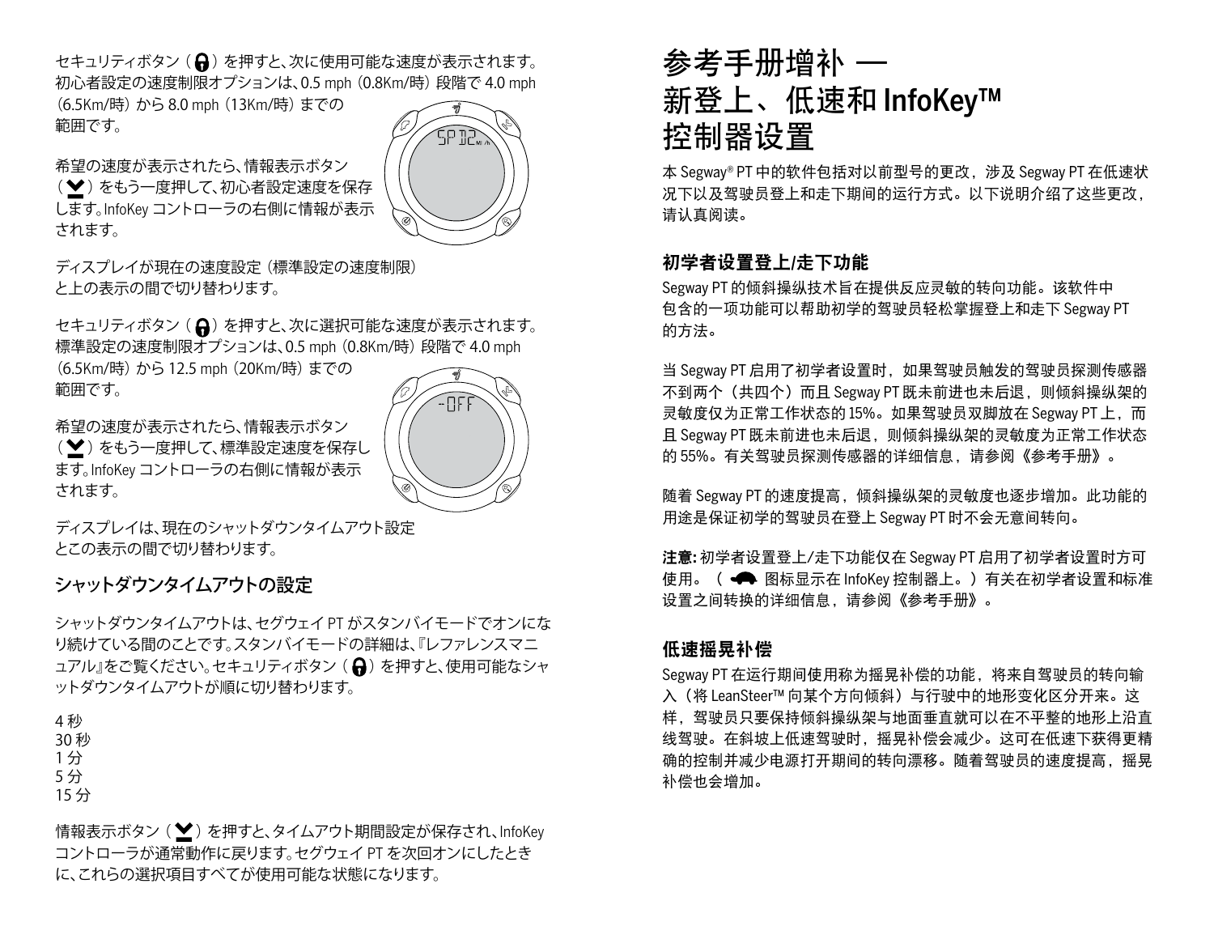セキュリティボタン（ ）を押すと、次に使用可能な速度が表示されます。初心者設定の速度制限オプションは、0.5 mph（0.8Km/時）段階で 4.0 mph（6.5Km/時）から 8.0 mph（13Km/時）までの範囲です。

希望の速度が表示されたら、情報表示ボタン（ ）をもう一度押して、初心者設定速度を保存します。InfoKey コントローラの右側に情報が表示されます。

ディスプレイが現在の速度設定（標準設定の速度制限）と上の表示の間で切り替わります。

セキュリティボタン（ ）を押すと、次に選択可能な速度が表示されます。標準設定の速度制限オプションは、0.5 mph（0.8Km/時）段階で 4.0 mph（6.5Km/時）から 12.5 mph（20Km/時）までの範囲です。

希望の速度が表示されたら、情報表示ボタン（ ）をもう一度押して、標準設定速度を保存します。InfoKey コントローラの右側に情報が表示されます。

ディスプレイは、現在のシャットダウンタイムアウト設定とこの表示の間で切り替わります。

## シャットダウンタイムアウトの設定

シャットダウンタイムアウトは、セグウェイ PT がスタンバイモードでオンになり続けている間のことです。スタンバイモードの詳細は、『レファレンスマニュアル』をご覧ください。セキュリティボタン（ ）を押すと、使用可能なシャットダウンタイムアウトが順に切り替わります。

4 秒
30 秒
1 分
5 分
15 分

情報表示ボタン（ ）を押すと、タイムアウト期間設定が保存され、InfoKey コントローラが通常動作に戻ります。セグウェイ PT を次回オンにしたときに、これらの選択項目すべてが使用可能な状態になります。

# 参考手册增补 — 新登上、低速和 InfoKey™ 控制器设置

本 Segway® PT 中的软件包括对以前型号的更改，涉及 Segway PT 在低速状况下以及驾驶员登上和走下期间的运行方式。以下说明介绍了这些更改，请认真阅读。

## 初学者设置登上/走下功能

Segway PT 的倾斜操纵技术旨在提供反应灵敏的转向功能。该软件中包含的一项功能可以帮助初学的驾驶员轻松掌握登上和走下 Segway PT 的方法。

当 Segway PT 启用了初学者设置时，如果驾驶员触发的驾驶员探测传感器不到两个（共四个）而且 Segway PT 既未前进也未后退，则倾斜操纵架的灵敏度仅为正常工作状态的 15%。如果驾驶员双脚放在 Segway PT 上，而且 Segway PT 既未前进也未后退，则倾斜操纵架的灵敏度为正常工作状态的 55%。有关驾驶员探测传感器的详细信息，请参阅《参考手册》。

随着 Segway PT 的速度提高，倾斜操纵架的灵敏度也逐步增加。此功能的用途是保证初学的驾驶员在登上 Segway PT 时不会无意间转向。

**注意:** 初学者设置登上/走下功能仅在 Segway PT 启用了初学者设置时方可使用。（ 图标显示在 InfoKey 控制器上。）有关在初学者设置和标准设置之间转换的详细信息，请参阅《参考手册》。

## 低速摇晃补偿

Segway PT 在运行期间使用称为摇晃补偿的功能，将来自驾驶员的转向输入（将 LeanSteer™ 向某个方向倾斜）与行驶中的地形变化区分开来。这样，驾驶员只要保持倾斜操纵架与地面垂直就可以在不平整的地形上沿直线驾驶。在斜坡上低速驾驶时，摇晃补偿会减少。这可在低速下获得更精确的控制并减少电源打开期间的转向漂移。随着驾驶员的速度提高，摇晃补偿也会增加。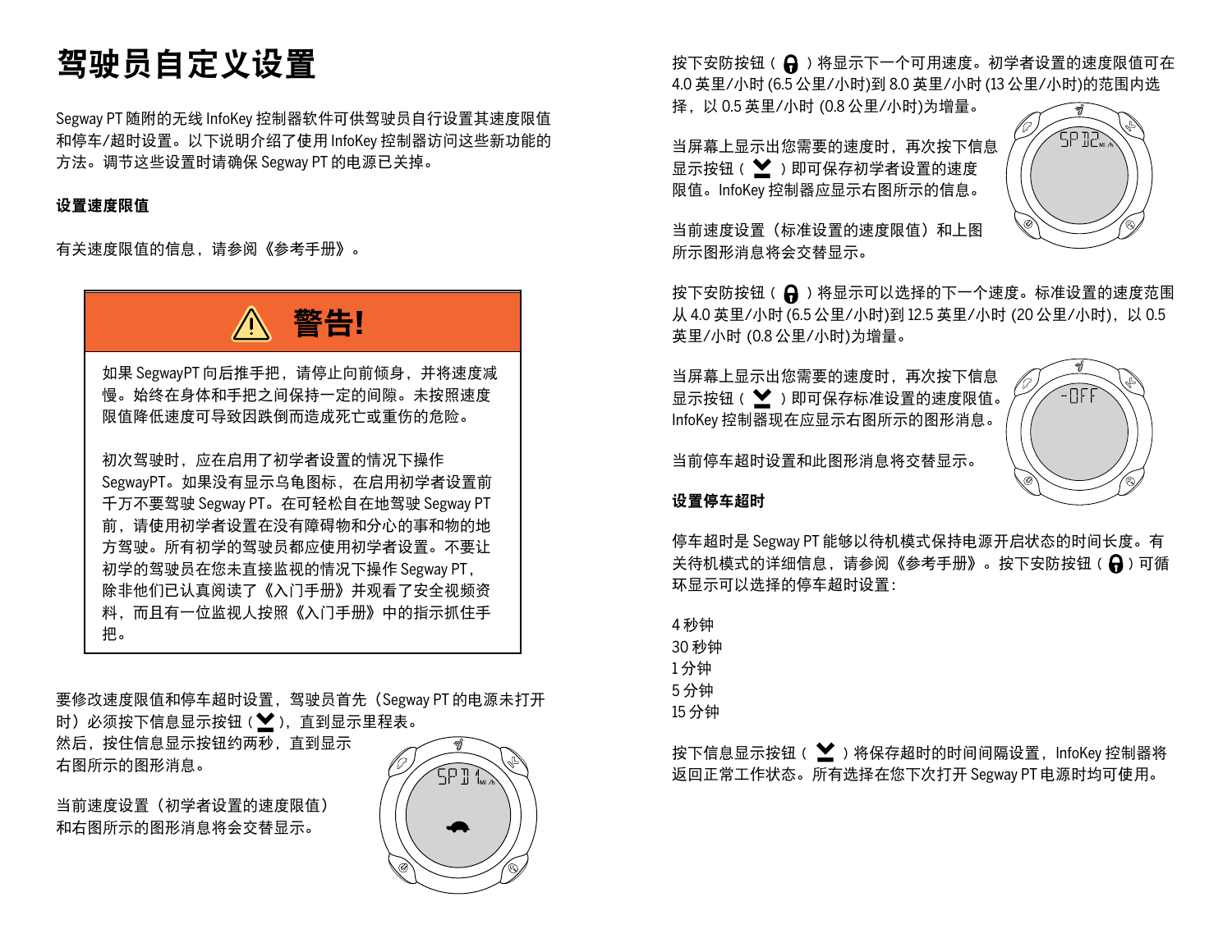# 驾驶员自定义设置

Segway PT 随附的无线 InfoKey 控制器软件可供驾驶员自行设置其速度限值和停车/超时设置。以下说明介绍了使用 InfoKey 控制器访问这些新功能的方法。调节这些设置时请确保 Segway PT 的电源已关掉。

**设置速度限值**

有关速度限值的信息，请参阅《参考手册》。

> **⚠ 警告!**
>
> 如果 SegwayPT 向后推手把，请停止向前倾身，并将速度减慢。始终在身体和手把之间保持一定的间隙。未按照速度限值降低速度可导致因跌倒而造成死亡或重伤的危险。
>
> 初次驾驶时，应在启用了初学者设置的情况下操作 SegwayPT。如果没有显示乌龟图标，在启用初学者设置前千万不要驾驶 Segway PT。在可轻松自在地驾驶 Segway PT 前，请使用初学者设置在没有障碍物和分心的事和物的地方驾驶。所有初学的驾驶员都应使用初学者设置。不要让初学的驾驶员在您未直接监视的情况下操作 Segway PT，除非他们已认真阅读了《入门手册》并观看了安全视频资料，而且有一位监视人按照《入门手册》中的指示抓住手把。

要修改速度限值和停车超时设置，驾驶员首先（Segway PT 的电源未打开时）必须按下信息显示按钮（ ），直到显示里程表。然后，按住信息显示按钮约两秒，直到显示右图所示的图形消息。

当前速度设置（初学者设置的速度限值）和右图所示的图形消息将会交替显示。

按下安防按钮（ ）将显示下一个可用速度。初学者设置的速度限值可在 4.0 英里/小时 (6.5 公里/小时)到 8.0 英里/小时 (13 公里/小时)的范围内选择，以 0.5 英里/小时 (0.8 公里/小时)为增量。

当屏幕上显示出您需要的速度时，再次按下信息显示按钮（ ）即可保存初学者设置的速度限值。InfoKey 控制器应显示右图所示的信息。

当前速度设置（标准设置的速度限值）和上图所示图形消息将会交替显示。

按下安防按钮（ ）将显示可以选择的下一个速度。标准设置的速度范围从 4.0 英里/小时 (6.5 公里/小时)到 12.5 英里/小时 (20 公里/小时)，以 0.5 英里/小时 (0.8 公里/小时)为增量。

当屏幕上显示出您需要的速度时，再次按下信息显示按钮（ ）即可保存标准设置的速度限值。InfoKey 控制器现在应显示右图所示的图形消息。

当前停车超时设置和此图形消息将交替显示。

**设置停车超时**

停车超时是 Segway PT 能够以待机模式保持电源开启状态的时间长度。有关待机模式的详细信息，请参阅《参考手册》。按下安防按钮（ ）可循环显示可以选择的停车超时设置：

4 秒钟
30 秒钟
1 分钟
5 分钟
15 分钟

按下信息显示按钮（ ）将保存超时的时间间隔设置，InfoKey 控制器将返回正常工作状态。所有选择在您下次打开 Segway PT 电源时均可使用。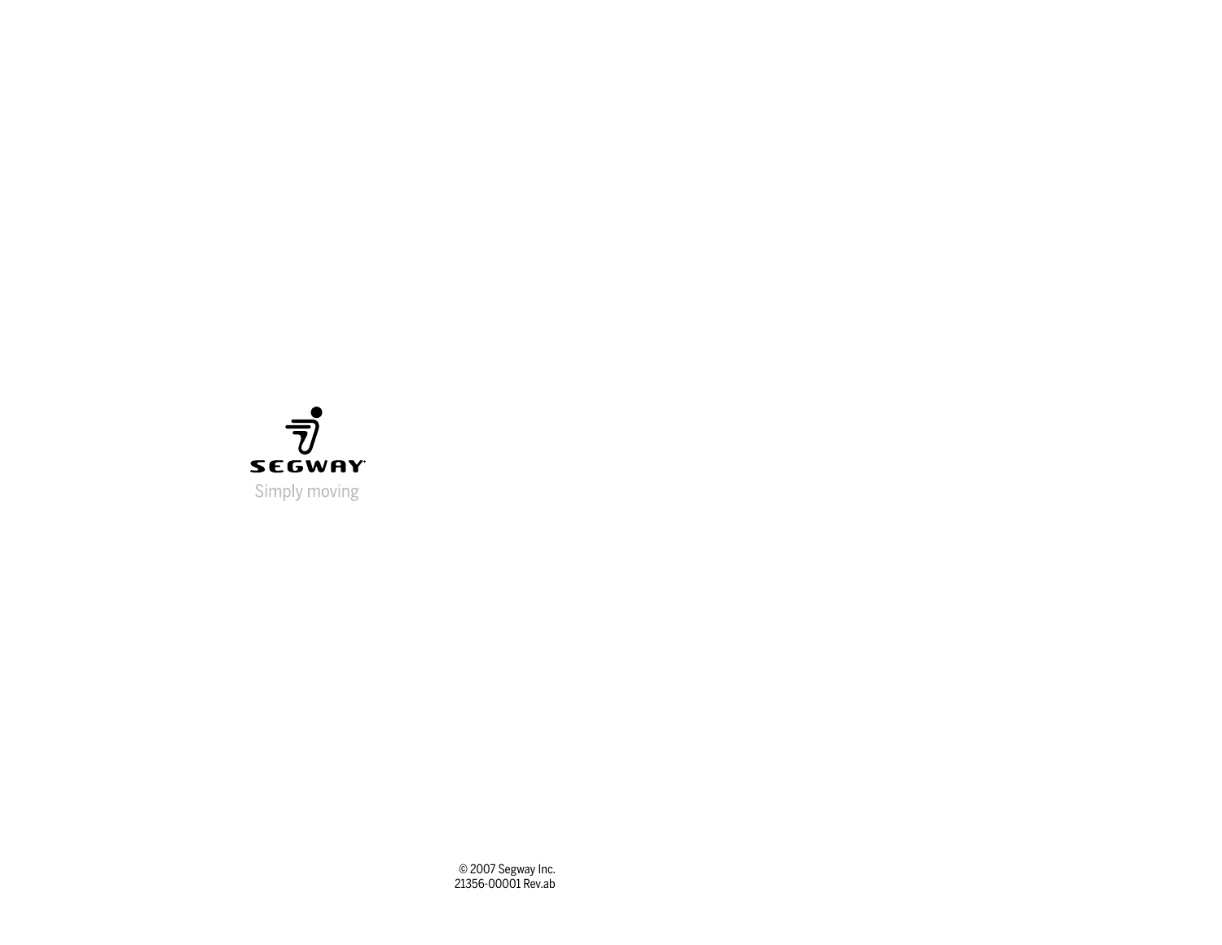SEGWAY

Simply moving

© 2007 Segway Inc.
21356-00001 Rev.ab